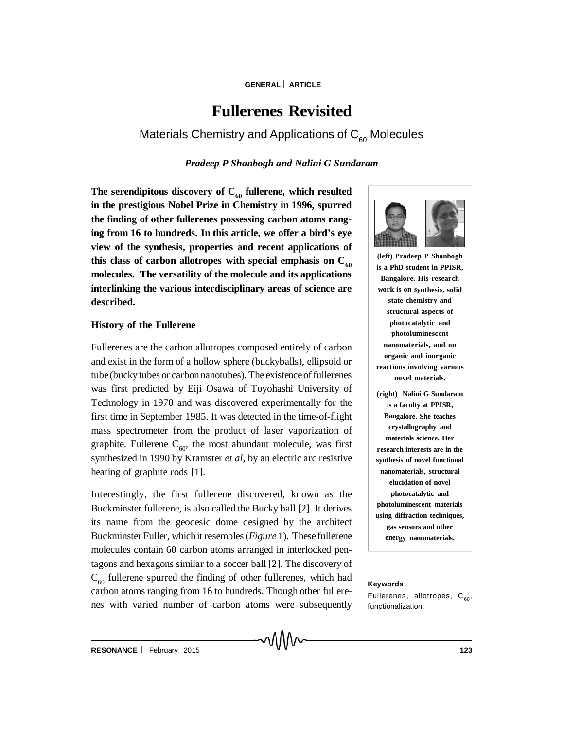# Fullerenes Revisited

## Materials Chemistry and Applications of $C_{60}$ Molecules

*Pradeep P Shanbogh and Nalini G Sundaram*

**The serendipitous discovery of $C_{60}$ fullerene, which resulted in the prestigious Nobel Prize in Chemistry in 1996, spurred the finding of other fullerenes possessing carbon atoms ranging from 16 to hundreds. In this article, we offer a bird's eye view of the synthesis, properties and recent applications of this class of carbon allotropes with special emphasis on $C_{60}$ molecules. The versatility of the molecule and its applications interlinking the various interdisciplinary areas of science are described.**

### History of the Fullerene

Fullerenes are the carbon allotropes composed entirely of carbon and exist in the form of a hollow sphere (buckyballs), ellipsoid or tube (bucky tubes or carbon nanotubes). The existence of fullerenes was first predicted by Eiji Osawa of Toyohashi University of Technology in 1970 and was discovered experimentally for the first time in September 1985. It was detected in the time-of-flight mass spectrometer from the product of laser vaporization of graphite. Fullerene $C_{60}$, the most abundant molecule, was first synthesized in 1990 by Kramster *et al*, by an electric arc resistive heating of graphite rods [1].

Interestingly, the first fullerene discovered, known as the Buckminster fullerene, is also called the Bucky ball [2]. It derives its name from the geodesic dome designed by the architect Buckminster Fuller, which it resembles (*Figure* 1). These fullerene molecules contain 60 carbon atoms arranged in interlocked pentagons and hexagons similar to a soccer ball [2]. The discovery of $C_{60}$ fullerene spurred the finding of other fullerenes, which had carbon atoms ranging from 16 to hundreds. Though other fullerenes with varied number of carbon atoms were subsequently

**(left) Pradeep P Shanbogh is a PhD student in PPISR, Bangalore. His research work is on synthesis, solid state chemistry and structural aspects of photocatalytic and photoluminescent nanomaterials, and on organic and inorganic reactions involving various novel materials.**

**(right) Nalini G Sundaram is a faculty at PPISR, Bangalore. She teaches crystallography and materials science. Her research interests are in the synthesis of novel functional nanomaterials, structural elucidation of novel photocatalytic and photoluminescent materials using diffraction techniques, gas sensors and other energy nanomaterials.**

**Keywords**

Fullerenes, allotropes, $C_{60}$, functionalization.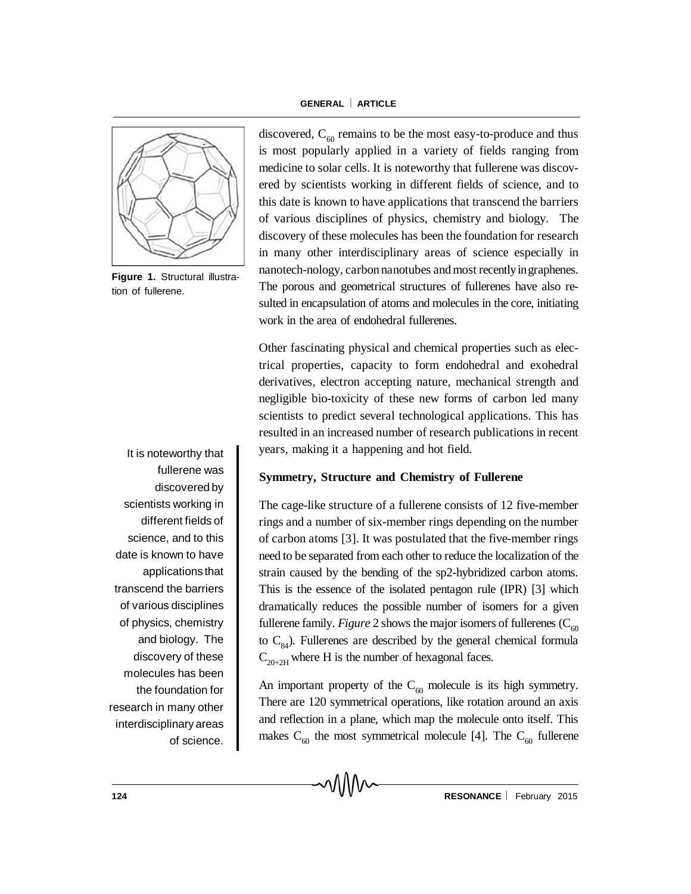discovered, $C_{60}$ remains to be the most easy-to-produce and thus is most popularly applied in a variety of fields ranging from medicine to solar cells. It is noteworthy that fullerene was discovered by scientists working in different fields of science, and to this date is known to have applications that transcend the barriers of various disciplines of physics, chemistry and biology. The discovery of these molecules has been the foundation for research in many other interdisciplinary areas of science especially in nanotech-nology, carbon nanotubes and most recently in graphenes. The porous and geometrical structures of fullerenes have also resulted in encapsulation of atoms and molecules in the core, initiating work in the area of endohedral fullerenes.

**Figure 1.** Structural illustration of fullerene.

Other fascinating physical and chemical properties such as electrical properties, capacity to form endohedral and exohedral derivatives, electron accepting nature, mechanical strength and negligible bio-toxicity of these new forms of carbon led many scientists to predict several technological applications. This has resulted in an increased number of research publications in recent years, making it a happening and hot field.

> It is noteworthy that fullerene was discovered by scientists working in different fields of science, and to this date is known to have applications that transcend the barriers of various disciplines of physics, chemistry and biology. The discovery of these molecules has been the foundation for research in many other interdisciplinary areas of science.

**Symmetry, Structure and Chemistry of Fullerene**

The cage-like structure of a fullerene consists of 12 five-member rings and a number of six-member rings depending on the number of carbon atoms [3]. It was postulated that the five-member rings need to be separated from each other to reduce the localization of the strain caused by the bending of the sp2-hybridized carbon atoms. This is the essence of the isolated pentagon rule (IPR) [3] which dramatically reduces the possible number of isomers for a given fullerene family. *Figure* 2 shows the major isomers of fullerenes ($C_{60}$ to $C_{84}$). Fullerenes are described by the general chemical formula $C_{20+2H}$ where H is the number of hexagonal faces.

An important property of the $C_{60}$ molecule is its high symmetry. There are 120 symmetrical operations, like rotation around an axis and reflection in a plane, which map the molecule onto itself. This makes $C_{60}$ the most symmetrical molecule [4]. The $C_{60}$ fullerene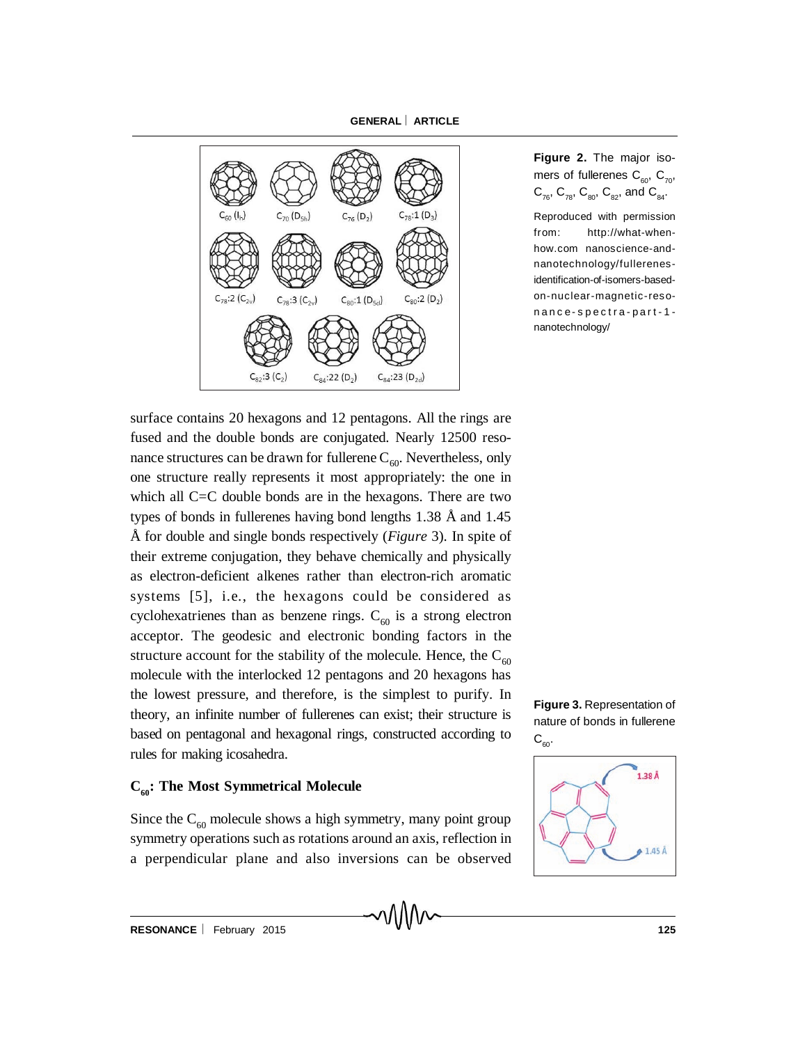**Figure 2.** The major isomers of fullerenes $C_{60}$, $C_{70}$, $C_{76}$, $C_{78}$, $C_{80}$, $C_{82}$, and $C_{84}$.

Reproduced with permission from: http://what-when-how.com nanoscience-and-nanotechnology/fullerenes-identification-of-isomers-based-on-nuclear-magnetic-resonance-spectra-part-1-nanotechnology/

surface contains 20 hexagons and 12 pentagons. All the rings are fused and the double bonds are conjugated. Nearly 12500 resonance structures can be drawn for fullerene $C_{60}$. Nevertheless, only one structure really represents it most appropriately: the one in which all C=C double bonds are in the hexagons. There are two types of bonds in fullerenes having bond lengths 1.38 Å and 1.45 Å for double and single bonds respectively (*Figure* 3). In spite of their extreme conjugation, they behave chemically and physically as electron-deficient alkenes rather than electron-rich aromatic systems [5], i.e., the hexagons could be considered as cyclohexatrienes than as benzene rings. $C_{60}$ is a strong electron acceptor. The geodesic and electronic bonding factors in the structure account for the stability of the molecule. Hence, the $C_{60}$ molecule with the interlocked 12 pentagons and 20 hexagons has the lowest pressure, and therefore, is the simplest to purify. In theory, an infinite number of fullerenes can exist; their structure is based on pentagonal and hexagonal rings, constructed according to rules for making icosahedra.

**Figure 3.** Representation of nature of bonds in fullerene $C_{60}$.

## $C_{60}$: The Most Symmetrical Molecule

Since the $C_{60}$ molecule shows a high symmetry, many point group symmetry operations such as rotations around an axis, reflection in a perpendicular plane and also inversions can be observed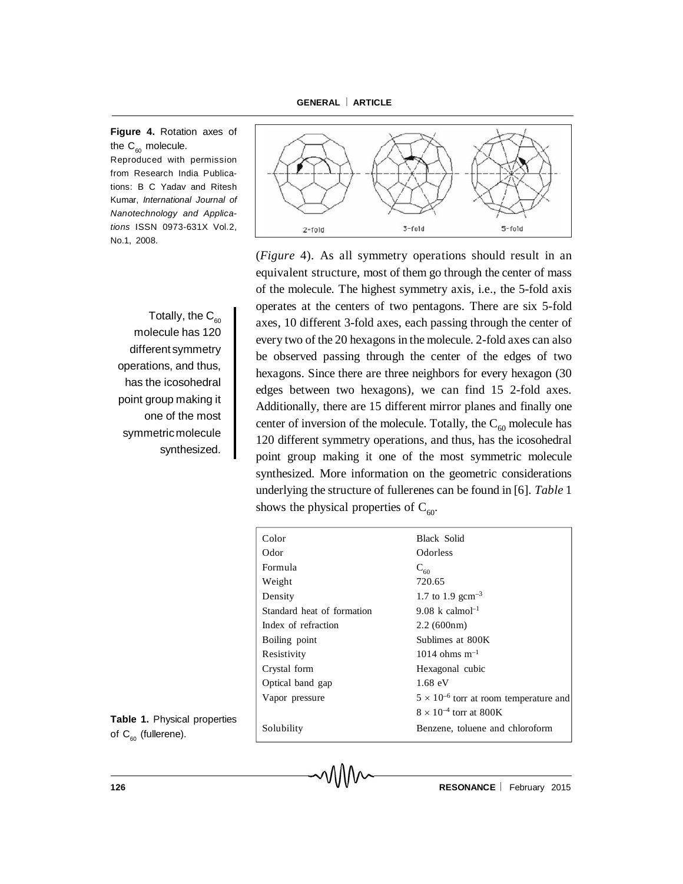**Figure 4.** Rotation axes of the $C_{60}$ molecule.
Reproduced with permission from Research India Publications: B C Yadav and Ritesh Kumar, *International Journal of Nanotechnology and Applications* ISSN 0973-631X Vol.2, No.1, 2008.

(*Figure* 4). As all symmetry operations should result in an equivalent structure, most of them go through the center of mass of the molecule. The highest symmetry axis, i.e., the 5-fold axis operates at the centers of two pentagons. There are six 5-fold axes, 10 different 3-fold axes, each passing through the center of every two of the 20 hexagons in the molecule. 2-fold axes can also be observed passing through the center of the edges of two hexagons. Since there are three neighbors for every hexagon (30 edges between two hexagons), we can find 15 2-fold axes. Additionally, there are 15 different mirror planes and finally one center of inversion of the molecule. Totally, the $C_{60}$ molecule has 120 different symmetry operations, and thus, has the icosohedral point group making it one of the most symmetric molecule synthesized. More information on the geometric considerations underlying the structure of fullerenes can be found in [6]. *Table* 1 shows the physical properties of $C_{60}$.

> Totally, the $C_{60}$ molecule has 120 different symmetry operations, and thus, has the icosohedral point group making it one of the most symmetric molecule synthesized.

| Property | Value |
|---|---|
| Color | Black Solid |
| Odor | Odorless |
| Formula | $C_{60}$ |
| Weight | 720.65 |
| Density | 1.7 to 1.9 $gcm^{-3}$ |
| Standard heat of formation | 9.08 k $calmol^{-1}$ |
| Index of refraction | 2.2 (600nm) |
| Boiling point | Sublimes at 800K |
| Resistivity | 1014 ohms $m^{-1}$ |
| Crystal form | Hexagonal cubic |
| Optical band gap | 1.68 eV |
| Vapor pressure | $5 \times 10^{-6}$ torr at room temperature and $8 \times 10^{-4}$ torr at 800K |
| Solubility | Benzene, toluene and chloroform |

**Table 1.** Physical properties of $C_{60}$ (fullerene).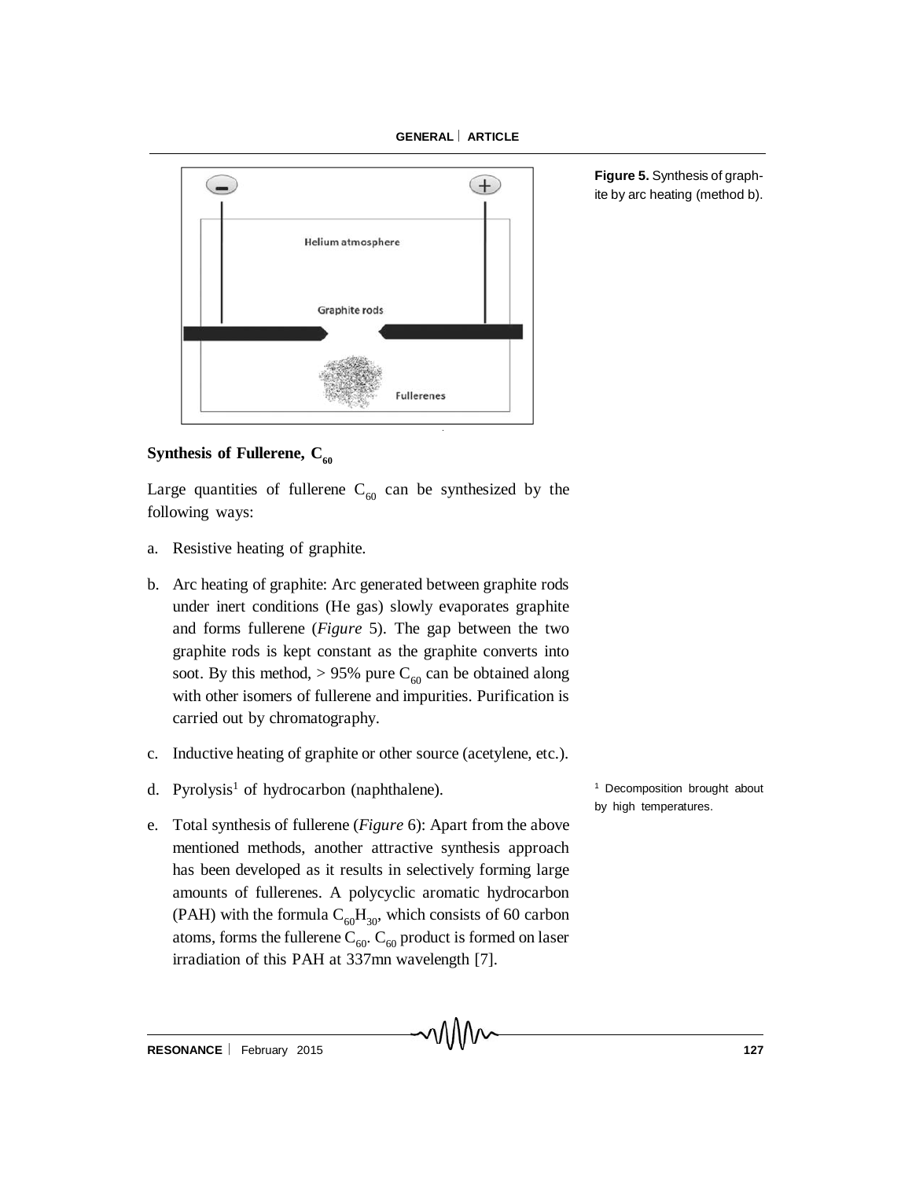Figure 5. Synthesis of graphite by arc heating (method b).

## Synthesis of Fullerene, $C_{60}$

Large quantities of fullerene $C_{60}$ can be synthesized by the following ways:

a. Resistive heating of graphite.

b. Arc heating of graphite: Arc generated between graphite rods under inert conditions (He gas) slowly evaporates graphite and forms fullerene (*Figure* 5). The gap between the two graphite rods is kept constant as the graphite converts into soot. By this method, > 95% pure $C_{60}$ can be obtained along with other isomers of fullerene and impurities. Purification is carried out by chromatography.

c. Inductive heating of graphite or other source (acetylene, etc.).

d. Pyrolysis[1] of hydrocarbon (naphthalene).

e. Total synthesis of fullerene (*Figure* 6): Apart from the above mentioned methods, another attractive synthesis approach has been developed as it results in selectively forming large amounts of fullerenes. A polycyclic aromatic hydrocarbon (PAH) with the formula $C_{60}H_{30}$, which consists of 60 carbon atoms, forms the fullerene $C_{60}$. $C_{60}$ product is formed on laser irradiation of this PAH at 337mn wavelength [7].

[1] Decomposition brought about by high temperatures.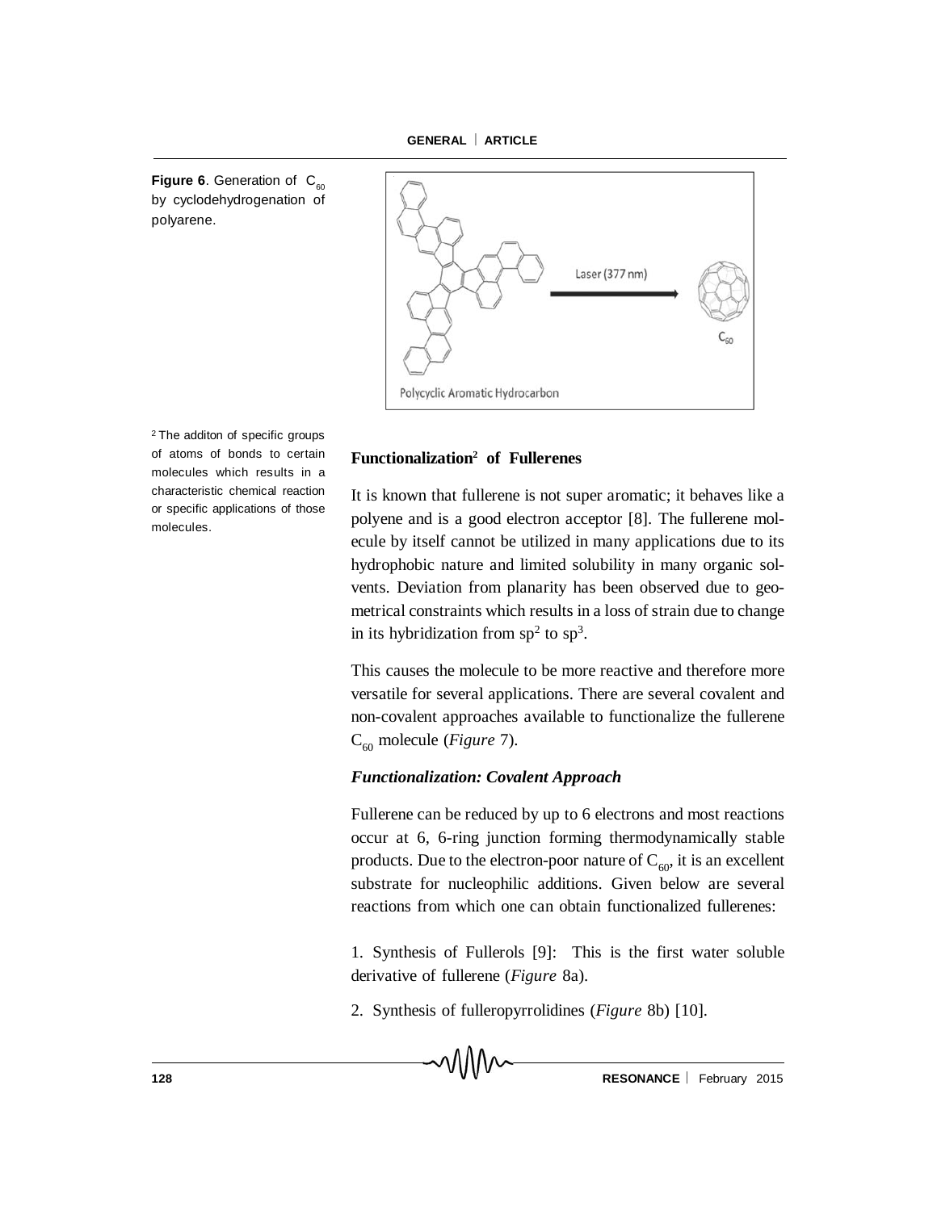**Figure 6**. Generation of $C_{60}$ by cyclodehydrogenation of polyarene.

[2] The additon of specific groups of atoms of bonds to certain molecules which results in a characteristic chemical reaction or specific applications of those molecules.

## Functionalization[2] of Fullerenes

It is known that fullerene is not super aromatic; it behaves like a polyene and is a good electron acceptor [8]. The fullerene molecule by itself cannot be utilized in many applications due to its hydrophobic nature and limited solubility in many organic solvents. Deviation from planarity has been observed due to geometrical constraints which results in a loss of strain due to change in its hybridization from $sp^2$ to $sp^3$.

This causes the molecule to be more reactive and therefore more versatile for several applications. There are several covalent and non-covalent approaches available to functionalize the fullerene $C_{60}$ molecule (*Figure* 7).

### *Functionalization: Covalent Approach*

Fullerene can be reduced by up to 6 electrons and most reactions occur at 6, 6-ring junction forming thermodynamically stable products. Due to the electron-poor nature of $C_{60}$, it is an excellent substrate for nucleophilic additions. Given below are several reactions from which one can obtain functionalized fullerenes:

1. Synthesis of Fullerols [9]: This is the first water soluble derivative of fullerene (*Figure* 8a).

2. Synthesis of fulleropyrrolidines (*Figure* 8b) [10].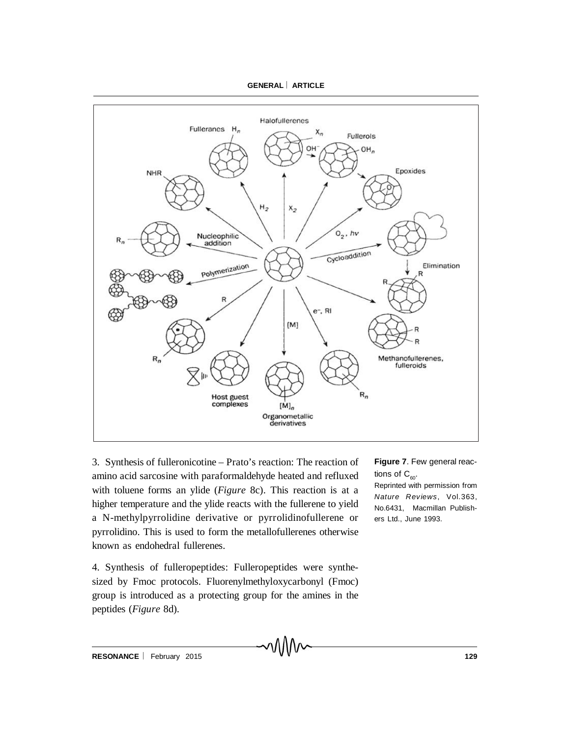3. Synthesis of fulleronicotine – Prato's reaction: The reaction of amino acid sarcosine with paraformaldehyde heated and refluxed with toluene forms an ylide (*Figure* 8c). This reaction is at a higher temperature and the ylide reacts with the fullerene to yield a N-methylpyrrolidine derivative or pyrrolidinofullerene or pyrrolidino. This is used to form the metallofullerenes otherwise known as endohedral fullerenes.

4. Synthesis of fulleropeptides: Fulleropeptides were synthesized by Fmoc protocols. Fluorenylmethyloxycarbonyl (Fmoc) group is introduced as a protecting group for the amines in the peptides (*Figure* 8d).

**Figure 7**. Few general reactions of $C_{60}$.
Reprinted with permission from *Nature Reviews*, Vol.363, No.6431, Macmillan Publishers Ltd., June 1993.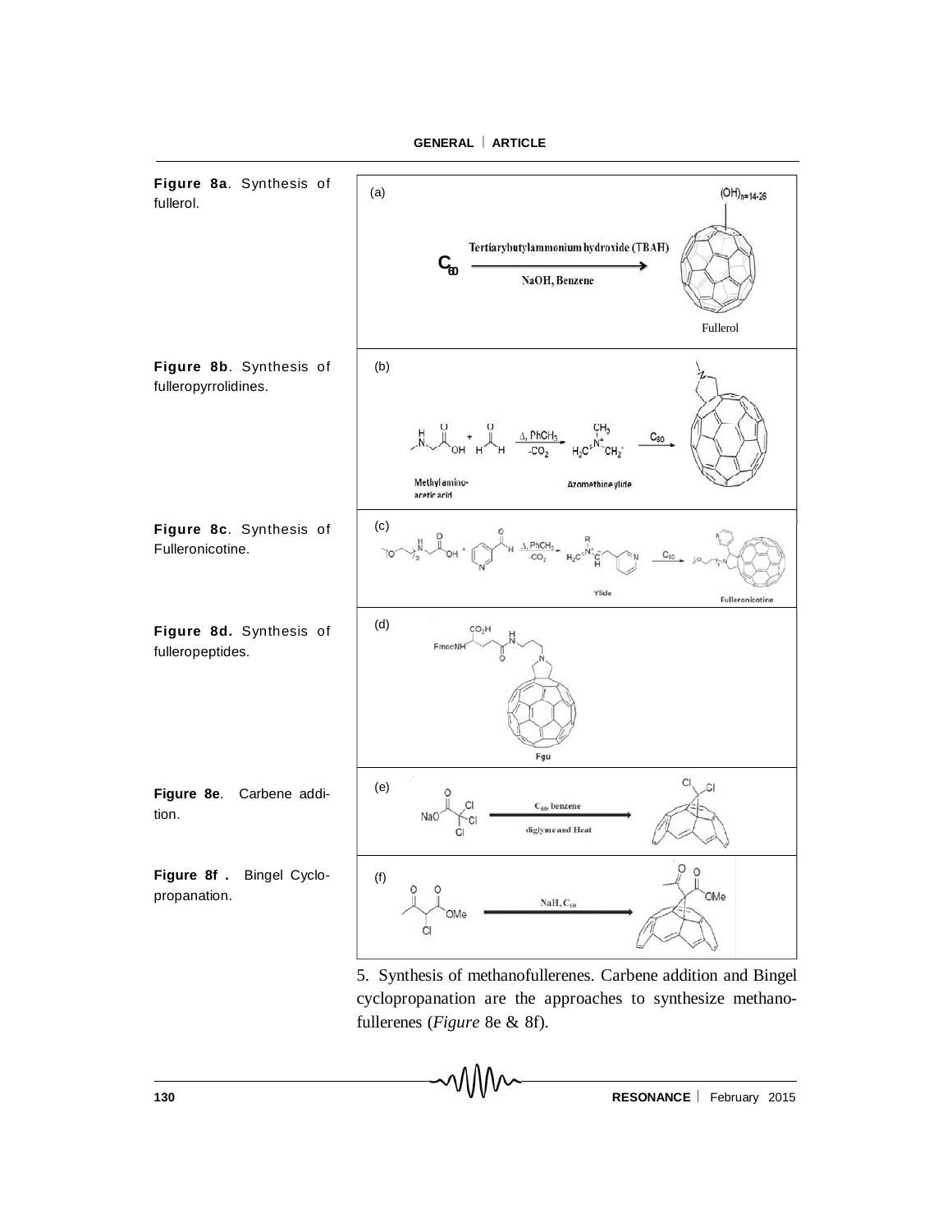**Figure 8a**. Synthesis of fullerol.

**Figure 8b**. Synthesis of fulleropyrrolidines.

**Figure 8c**. Synthesis of Fulleronicotine.

**Figure 8d.** Synthesis of fulleropeptides.

**Figure 8e**. Carbene addition.

**Figure 8f .** Bingel Cyclopropanation.

5. Synthesis of methanofullerenes. Carbene addition and Bingel cyclopropanation are the approaches to synthesize methanofullerenes (*Figure* 8e & 8f).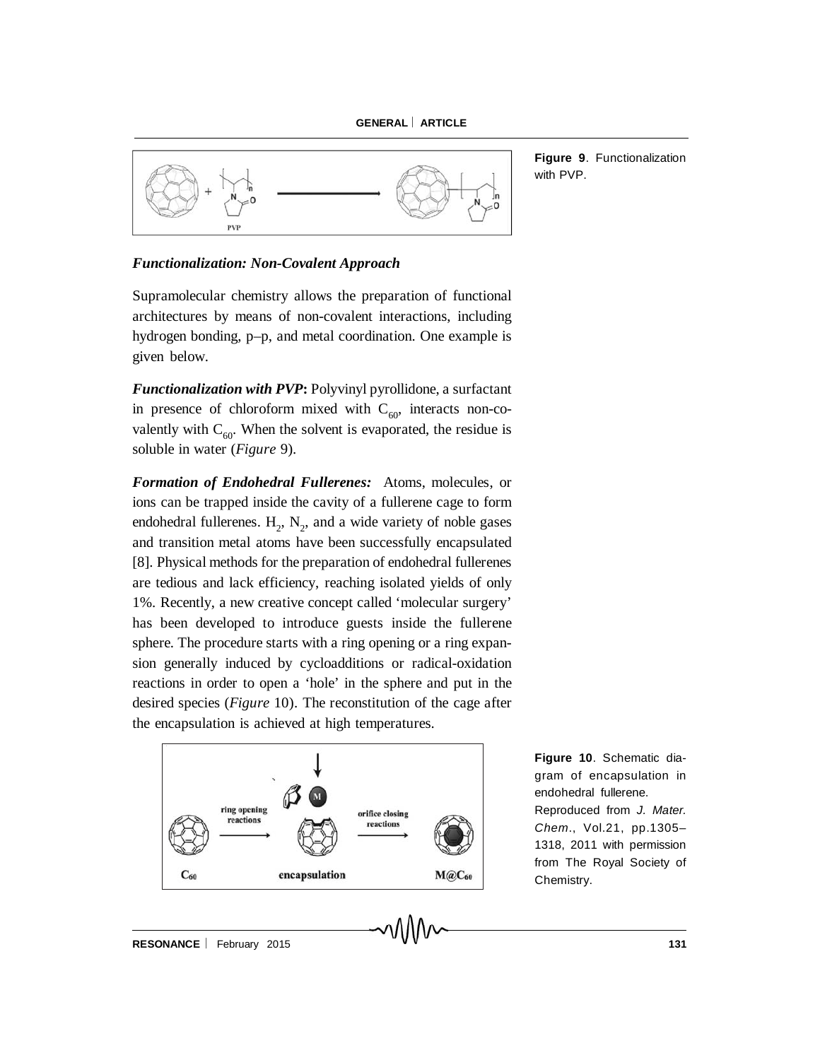Figure 9. Functionalization with PVP.

### *Functionalization: Non-Covalent Approach*

Supramolecular chemistry allows the preparation of functional architectures by means of non-covalent interactions, including hydrogen bonding, p–p, and metal coordination. One example is given below.

***Functionalization with PVP*:** Polyvinyl pyrollidone, a surfactant in presence of chloroform mixed with $C_{60}$, interacts non-covalently with $C_{60}$. When the solvent is evaporated, the residue is soluble in water (*Figure* 9).

***Formation of Endohedral Fullerenes:*** Atoms, molecules, or ions can be trapped inside the cavity of a fullerene cage to form endohedral fullerenes. $H_2$, $N_2$, and a wide variety of noble gases and transition metal atoms have been successfully encapsulated [8]. Physical methods for the preparation of endohedral fullerenes are tedious and lack efficiency, reaching isolated yields of only 1%. Recently, a new creative concept called 'molecular surgery' has been developed to introduce guests inside the fullerene sphere. The procedure starts with a ring opening or a ring expansion generally induced by cycloadditions or radical-oxidation reactions in order to open a 'hole' in the sphere and put in the desired species (*Figure* 10). The reconstitution of the cage after the encapsulation is achieved at high temperatures.

Figure 10. Schematic diagram of encapsulation in endohedral fullerene. Reproduced from *J. Mater. Chem.*, Vol.21, pp.1305–1318, 2011 with permission from The Royal Society of Chemistry.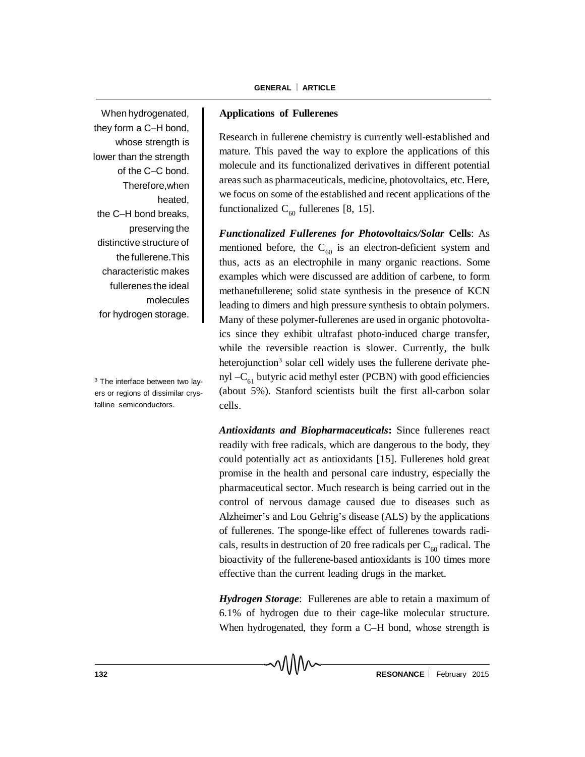## Applications of Fullerenes

Research in fullerene chemistry is currently well-established and mature. This paved the way to explore the applications of this molecule and its functionalized derivatives in different potential areas such as pharmaceuticals, medicine, photovoltaics, etc. Here, we focus on some of the established and recent applications of the functionalized $C_{60}$ fullerenes [8, 15].

***Functionalized Fullerenes for Photovoltaics/Solar* Cells**: As mentioned before, the $C_{60}$ is an electron-deficient system and thus, acts as an electrophile in many organic reactions. Some examples which were discussed are addition of carbene, to form methanefullerene; solid state synthesis in the presence of KCN leading to dimers and high pressure synthesis to obtain polymers. Many of these polymer-fullerenes are used in organic photovoltaics since they exhibit ultrafast photo-induced charge transfer, while the reversible reaction is slower. Currently, the bulk heterojunction[3] solar cell widely uses the fullerene derivate phenyl $-C_{61}$ butyric acid methyl ester (PCBN) with good efficiencies (about 5%). Stanford scientists built the first all-carbon solar cells.

[3] The interface between two layers or regions of dissimilar crystalline semiconductors.

***Antioxidants and Biopharmaceuticals*:** Since fullerenes react readily with free radicals, which are dangerous to the body, they could potentially act as antioxidants [15]. Fullerenes hold great promise in the health and personal care industry, especially the pharmaceutical sector. Much research is being carried out in the control of nervous damage caused due to diseases such as Alzheimer's and Lou Gehrig's disease (ALS) by the applications of fullerenes. The sponge-like effect of fullerenes towards radicals, results in destruction of 20 free radicals per $C_{60}$ radical. The bioactivity of the fullerene-based antioxidants is 100 times more effective than the current leading drugs in the market.

***Hydrogen Storage***: Fullerenes are able to retain a maximum of 6.1% of hydrogen due to their cage-like molecular structure. When hydrogenated, they form a C–H bond, whose strength is

When hydrogenated, they form a C–H bond, whose strength is lower than the strength of the C–C bond. Therefore, when heated, the C–H bond breaks, preserving the distinctive structure of the fullerene. This characteristic makes fullerenes the ideal molecules for hydrogen storage.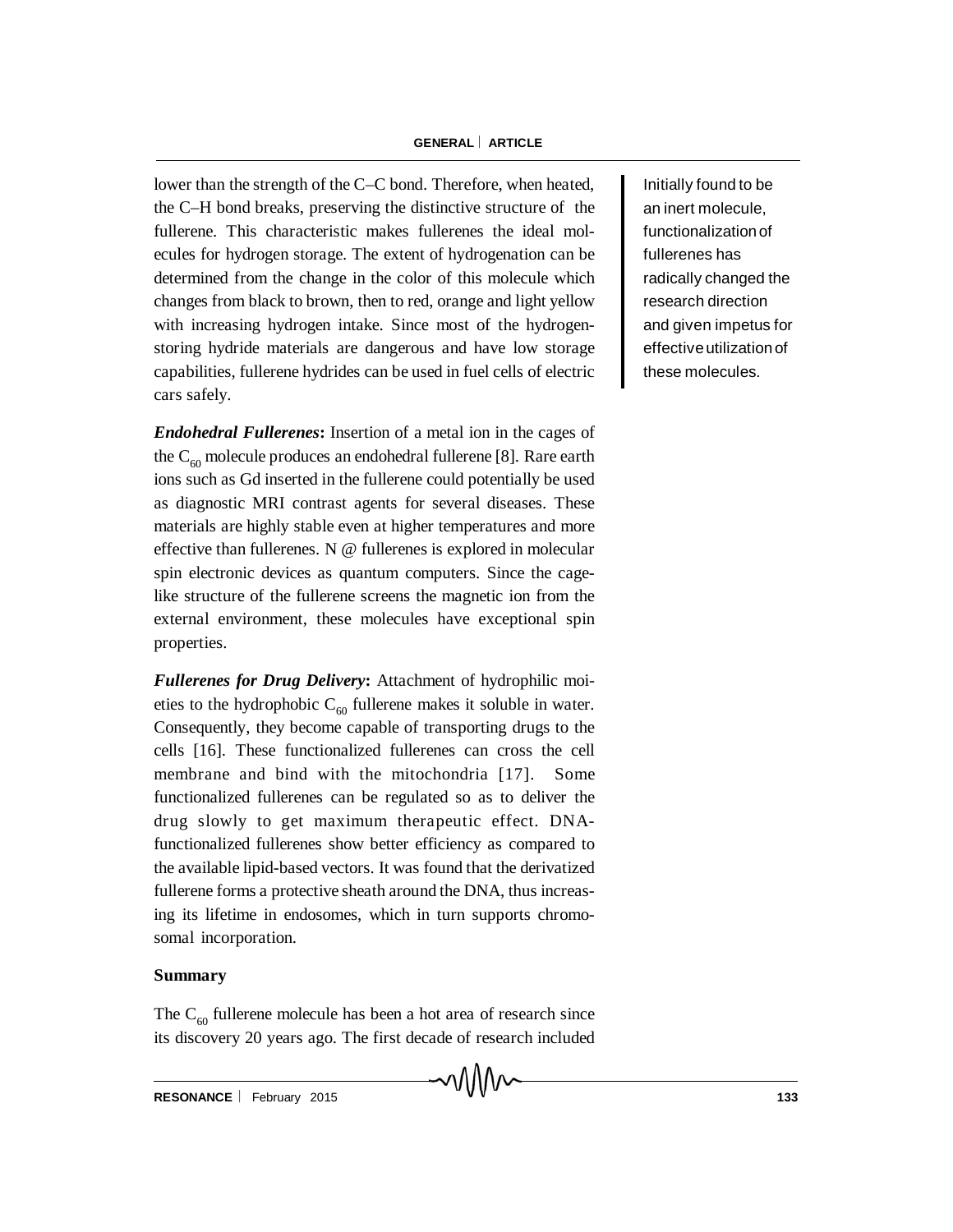lower than the strength of the C–C bond. Therefore, when heated, the C–H bond breaks, preserving the distinctive structure of the fullerene. This characteristic makes fullerenes the ideal molecules for hydrogen storage. The extent of hydrogenation can be determined from the change in the color of this molecule which changes from black to brown, then to red, orange and light yellow with increasing hydrogen intake. Since most of the hydrogen-storing hydride materials are dangerous and have low storage capabilities, fullerene hydrides can be used in fuel cells of electric cars safely.

Initially found to be an inert molecule, functionalization of fullerenes has radically changed the research direction and given impetus for effective utilization of these molecules.

***Endohedral Fullerenes*:** Insertion of a metal ion in the cages of the $C_{60}$ molecule produces an endohedral fullerene [8]. Rare earth ions such as Gd inserted in the fullerene could potentially be used as diagnostic MRI contrast agents for several diseases. These materials are highly stable even at higher temperatures and more effective than fullerenes. N @ fullerenes is explored in molecular spin electronic devices as quantum computers. Since the cage-like structure of the fullerene screens the magnetic ion from the external environment, these molecules have exceptional spin properties.

***Fullerenes for Drug Delivery*:** Attachment of hydrophilic moieties to the hydrophobic $C_{60}$ fullerene makes it soluble in water. Consequently, they become capable of transporting drugs to the cells [16]. These functionalized fullerenes can cross the cell membrane and bind with the mitochondria [17]. Some functionalized fullerenes can be regulated so as to deliver the drug slowly to get maximum therapeutic effect. DNA-functionalized fullerenes show better efficiency as compared to the available lipid-based vectors. It was found that the derivatized fullerene forms a protective sheath around the DNA, thus increasing its lifetime in endosomes, which in turn supports chromosomal incorporation.

## Summary

The $C_{60}$ fullerene molecule has been a hot area of research since its discovery 20 years ago. The first decade of research included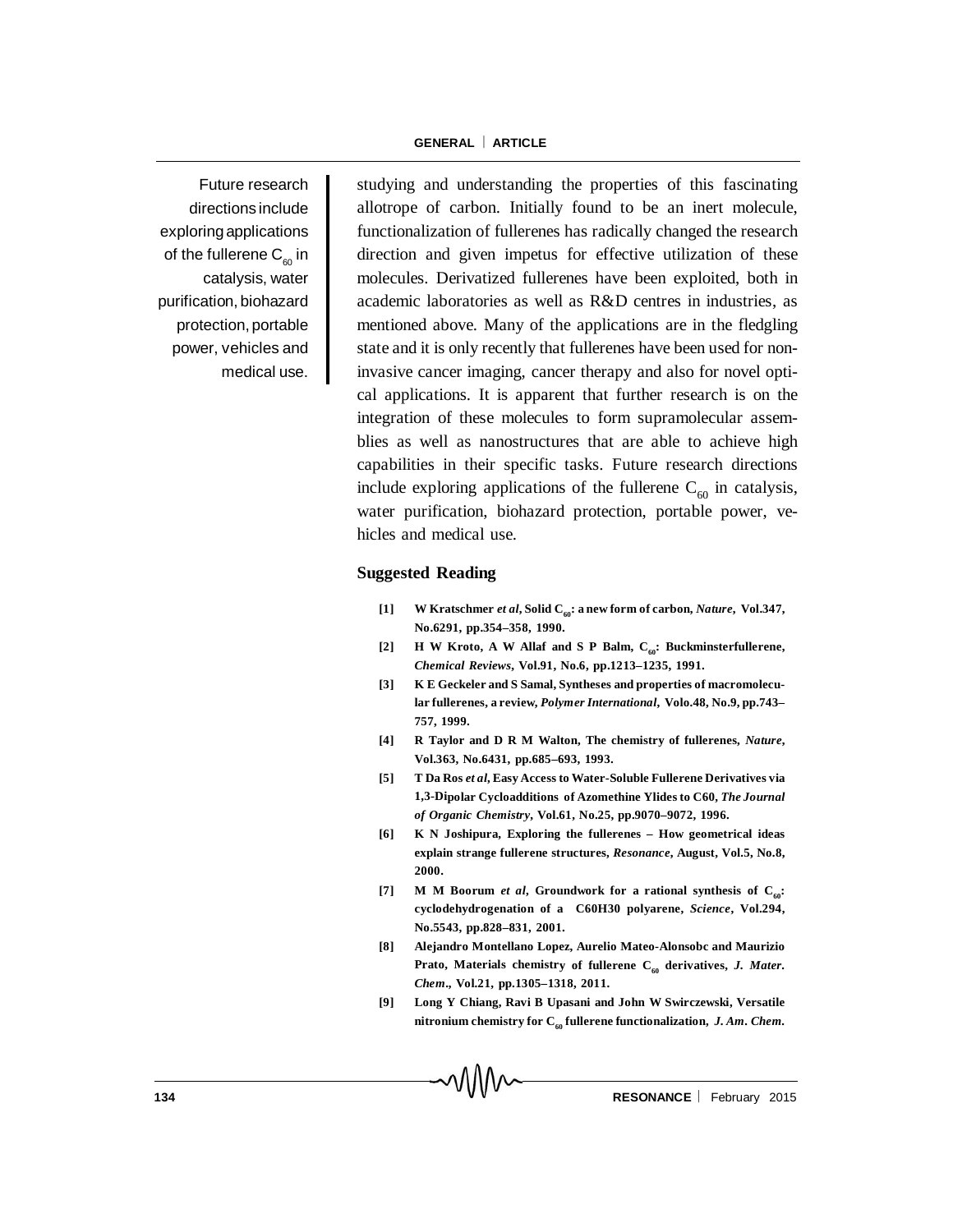studying and understanding the properties of this fascinating allotrope of carbon. Initially found to be an inert molecule, functionalization of fullerenes has radically changed the research direction and given impetus for effective utilization of these molecules. Derivatized fullerenes have been exploited, both in academic laboratories as well as R&D centres in industries, as mentioned above. Many of the applications are in the fledgling state and it is only recently that fullerenes have been used for non-invasive cancer imaging, cancer therapy and also for novel optical applications. It is apparent that further research is on the integration of these molecules to form supramolecular assemblies as well as nanostructures that are able to achieve high capabilities in their specific tasks. Future research directions include exploring applications of the fullerene $C_{60}$ in catalysis, water purification, biohazard protection, portable power, vehicles and medical use.

Future research directions include exploring applications of the fullerene $C_{60}$ in catalysis, water purification, biohazard protection, portable power, vehicles and medical use.

## Suggested Reading

**[1]** **W Kratschmer *et al*, Solid $C_{60}$: a new form of carbon, *Nature*, Vol.347, No.6291, pp.354–358, 1990.**

**[2]** **H W Kroto, A W Allaf and S P Balm, $C_{60}$: Buckminsterfullerene, *Chemical Reviews*, Vol.91, No.6, pp.1213–1235, 1991.**

**[3]** **K E Geckeler and S Samal, Syntheses and properties of macromolecular fullerenes, a review, *Polymer International*, Volo.48, No.9, pp.743–757, 1999.**

**[4]** **R Taylor and D R M Walton, The chemistry of fullerenes, *Nature*, Vol.363, No.6431, pp.685–693, 1993.**

**[5]** **T Da Ros *et al*, Easy Access to Water-Soluble Fullerene Derivatives via 1,3-Dipolar Cycloadditions of Azomethine Ylides to C60, *The Journal of Organic Chemistry*, Vol.61, No.25, pp.9070–9072, 1996.**

**[6]** **K N Joshipura, Exploring the fullerenes – How geometrical ideas explain strange fullerene structures, *Resonance*, August, Vol.5, No.8, 2000.**

**[7]** **M M Boorum *et al*, Groundwork for a rational synthesis of $C_{60}$: cyclodehydrogenation of a C60H30 polyarene, *Science*, Vol.294, No.5543, pp.828–831, 2001.**

**[8]** **Alejandro Montellano Lopez, Aurelio Mateo-Alonsobc and Maurizio Prato, Materials chemistry of fullerene $C_{60}$ derivatives, *J. Mater. Chem*., Vol.21, pp.1305–1318, 2011.**

**[9]** **Long Y Chiang, Ravi B Upasani and John W Swirczewski, Versatile nitronium chemistry for $C_{60}$ fullerene functionalization, *J. Am. Chem.***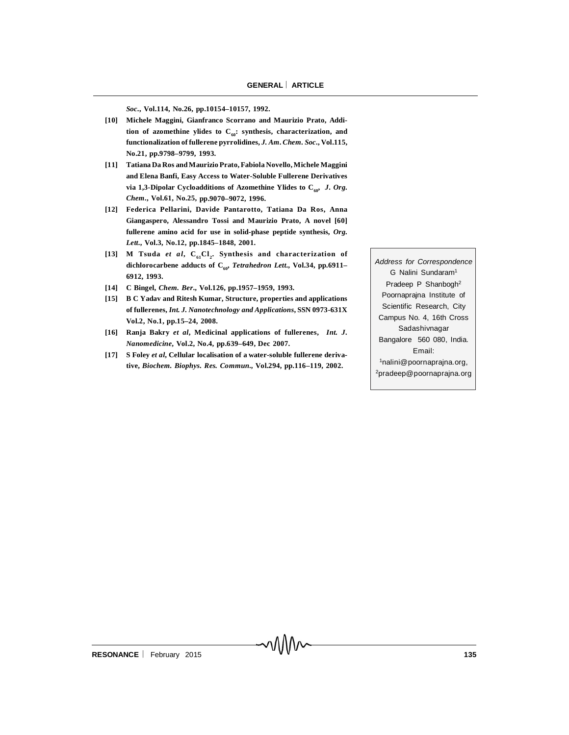*Soc*., Vol.114, No.26, pp.10154–10157, 1992.

[10] Michele Maggini, Gianfranco Scorrano and Maurizio Prato, Addition of azomethine ylides to $C_{60}$: synthesis, characterization, and functionalization of fullerene pyrrolidines, *J. Am. Chem. Soc*., Vol.115, No.21, pp.9798–9799, 1993.

[11] Tatiana Da Ros and Maurizio Prato, Fabiola Novello, Michele Maggini and Elena Banfi, Easy Access to Water-Soluble Fullerene Derivatives via 1,3-Dipolar Cycloadditions of Azomethine Ylides to $C_{60}$, *J. Org. Chem*., Vol.61, No.25, pp.9070–9072, 1996.

[12] Federica Pellarini, Davide Pantarotto, Tatiana Da Ros, Anna Giangaspero, Alessandro Tossi and Maurizio Prato, A novel [60] fullerene amino acid for use in solid-phase peptide synthesis, *Org. Lett*., Vol.3, No.12, pp.1845–1848, 2001.

[13] M Tsuda *et al*, $C_{61}Cl_2$. Synthesis and characterization of dichlorocarbene adducts of $C_{60}$, *Tetrahedron Lett*., Vol.34, pp.6911–6912, 1993.

[14] C Bingel, *Chem. Ber*., Vol.126, pp.1957–1959, 1993.

[15] B C Yadav and Ritesh Kumar, Structure, properties and applications of fullerenes, *Int. J. Nanotechnology and Applications*, SSN 0973-631X Vol.2, No.1, pp.15–24, 2008.

[16] Ranja Bakry *et al*, Medicinal applications of fullerenes, *Int. J. Nanomedicine*, Vol.2, No.4, pp.639–649, Dec 2007.

[17] S Foley *et al*, Cellular localisation of a water-soluble fullerene derivative, *Biochem. Biophys. Res. Commun*., Vol.294, pp.116–119, 2002.

*Address for Correspondence*
G Nalini Sundaram[1]
Pradeep P Shanbogh[2]
Poornaprajna Institute of Scientific Research, City Campus No. 4, 16th Cross Sadashivnagar
Bangalore 560 080, India.
Email:
[1]nalini@poornaprajna.org,
[2]pradeep@poornaprajna.org